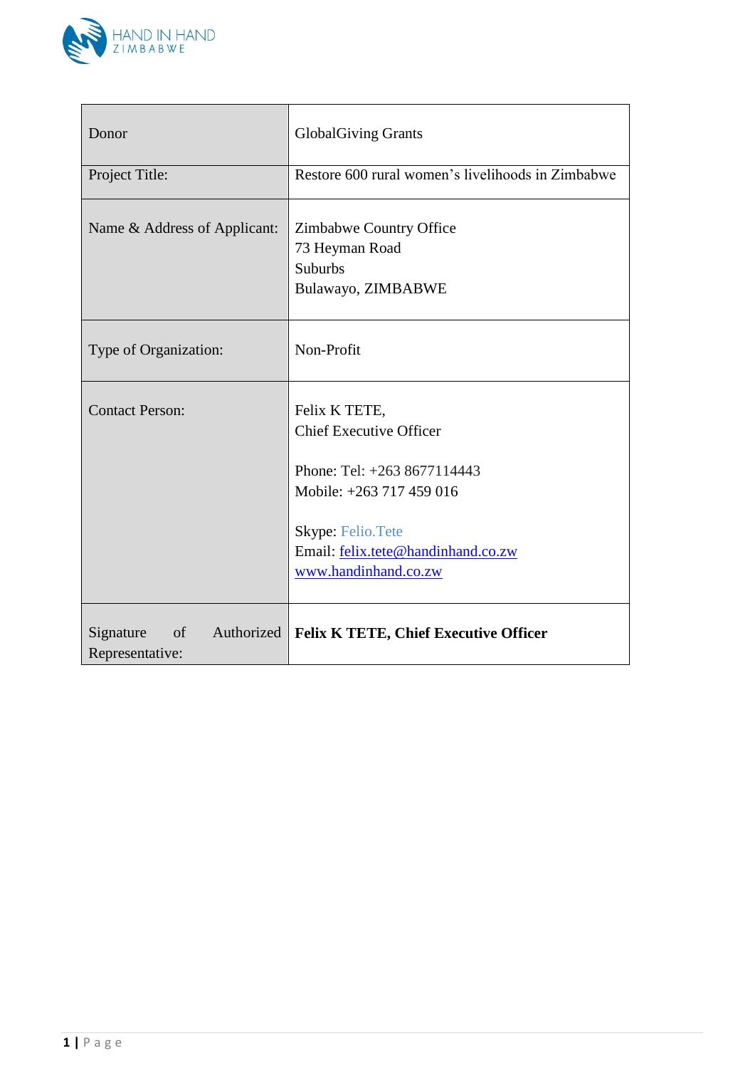HAND IN HAND
ZIMBABWE

| Donor | GlobalGiving Grants |
| --- | --- |
| Project Title: | Restore 600 rural women's livelihoods in Zimbabwe |
| Name & Address of Applicant: | Zimbabwe Country Office<br>73 Heyman Road<br>Suburbs<br>Bulawayo, ZIMBABWE |
| Type of Organization: | Non-Profit |
| Contact Person: | Felix K TETE,<br>Chief Executive Officer<br><br>Phone: Tel: +263 8677114443<br>Mobile: +263 717 459 016<br><br>Skype: Felio.Tete<br>Email: felix.tete@handinhand.co.zw<br>www.handinhand.co.zw |
| Signature of Authorized Representative: | **Felix K TETE, Chief Executive Officer** |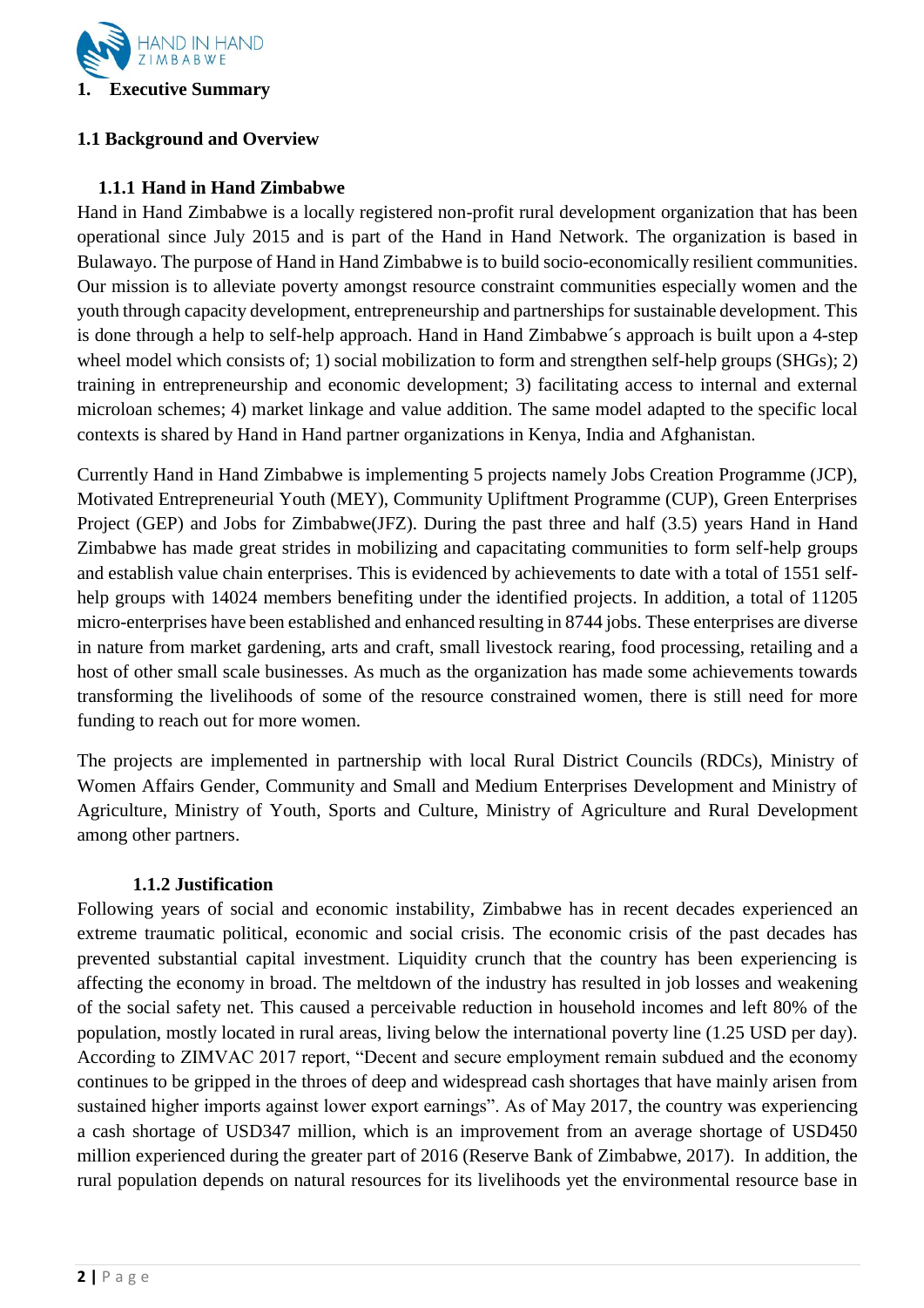# 1. Executive Summary

## 1.1 Background and Overview

### 1.1.1 Hand in Hand Zimbabwe

Hand in Hand Zimbabwe is a locally registered non-profit rural development organization that has been operational since July 2015 and is part of the Hand in Hand Network. The organization is based in Bulawayo. The purpose of Hand in Hand Zimbabwe is to build socio-economically resilient communities. Our mission is to alleviate poverty amongst resource constraint communities especially women and the youth through capacity development, entrepreneurship and partnerships for sustainable development. This is done through a help to self-help approach. Hand in Hand Zimbabwe´s approach is built upon a 4-step wheel model which consists of; 1) social mobilization to form and strengthen self-help groups (SHGs); 2) training in entrepreneurship and economic development; 3) facilitating access to internal and external microloan schemes; 4) market linkage and value addition. The same model adapted to the specific local contexts is shared by Hand in Hand partner organizations in Kenya, India and Afghanistan.

Currently Hand in Hand Zimbabwe is implementing 5 projects namely Jobs Creation Programme (JCP), Motivated Entrepreneurial Youth (MEY), Community Upliftment Programme (CUP), Green Enterprises Project (GEP) and Jobs for Zimbabwe(JFZ). During the past three and half (3.5) years Hand in Hand Zimbabwe has made great strides in mobilizing and capacitating communities to form self-help groups and establish value chain enterprises. This is evidenced by achievements to date with a total of 1551 self-help groups with 14024 members benefiting under the identified projects. In addition, a total of 11205 micro-enterprises have been established and enhanced resulting in 8744 jobs. These enterprises are diverse in nature from market gardening, arts and craft, small livestock rearing, food processing, retailing and a host of other small scale businesses. As much as the organization has made some achievements towards transforming the livelihoods of some of the resource constrained women, there is still need for more funding to reach out for more women.

The projects are implemented in partnership with local Rural District Councils (RDCs), Ministry of Women Affairs Gender, Community and Small and Medium Enterprises Development and Ministry of Agriculture, Ministry of Youth, Sports and Culture, Ministry of Agriculture and Rural Development among other partners.

### 1.1.2 Justification

Following years of social and economic instability, Zimbabwe has in recent decades experienced an extreme traumatic political, economic and social crisis. The economic crisis of the past decades has prevented substantial capital investment. Liquidity crunch that the country has been experiencing is affecting the economy in broad. The meltdown of the industry has resulted in job losses and weakening of the social safety net. This caused a perceivable reduction in household incomes and left 80% of the population, mostly located in rural areas, living below the international poverty line (1.25 USD per day). According to ZIMVAC 2017 report, "Decent and secure employment remain subdued and the economy continues to be gripped in the throes of deep and widespread cash shortages that have mainly arisen from sustained higher imports against lower export earnings". As of May 2017, the country was experiencing a cash shortage of USD347 million, which is an improvement from an average shortage of USD450 million experienced during the greater part of 2016 (Reserve Bank of Zimbabwe, 2017). In addition, the rural population depends on natural resources for its livelihoods yet the environmental resource base in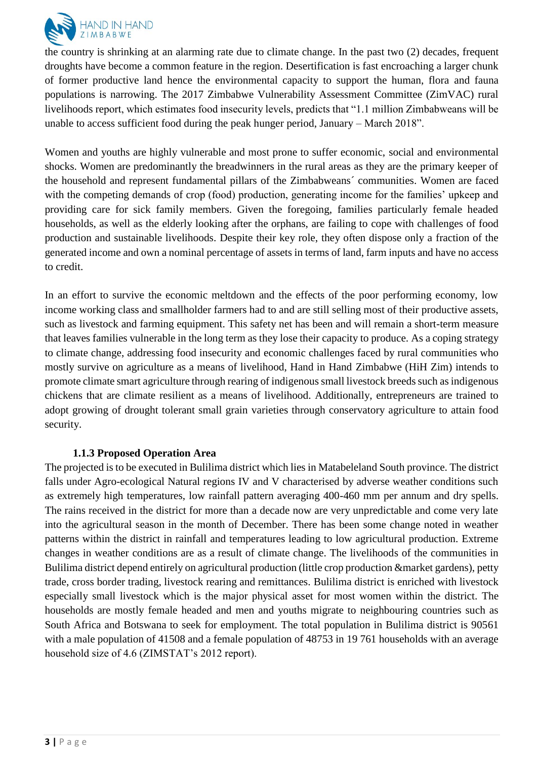the country is shrinking at an alarming rate due to climate change. In the past two (2) decades, frequent droughts have become a common feature in the region. Desertification is fast encroaching a larger chunk of former productive land hence the environmental capacity to support the human, flora and fauna populations is narrowing. The 2017 Zimbabwe Vulnerability Assessment Committee (ZimVAC) rural livelihoods report, which estimates food insecurity levels, predicts that "1.1 million Zimbabweans will be unable to access sufficient food during the peak hunger period, January – March 2018".

Women and youths are highly vulnerable and most prone to suffer economic, social and environmental shocks. Women are predominantly the breadwinners in the rural areas as they are the primary keeper of the household and represent fundamental pillars of the Zimbabweans´ communities. Women are faced with the competing demands of crop (food) production, generating income for the families' upkeep and providing care for sick family members. Given the foregoing, families particularly female headed households, as well as the elderly looking after the orphans, are failing to cope with challenges of food production and sustainable livelihoods. Despite their key role, they often dispose only a fraction of the generated income and own a nominal percentage of assets in terms of land, farm inputs and have no access to credit.

In an effort to survive the economic meltdown and the effects of the poor performing economy, low income working class and smallholder farmers had to and are still selling most of their productive assets, such as livestock and farming equipment. This safety net has been and will remain a short-term measure that leaves families vulnerable in the long term as they lose their capacity to produce. As a coping strategy to climate change, addressing food insecurity and economic challenges faced by rural communities who mostly survive on agriculture as a means of livelihood, Hand in Hand Zimbabwe (HiH Zim) intends to promote climate smart agriculture through rearing of indigenous small livestock breeds such as indigenous chickens that are climate resilient as a means of livelihood. Additionally, entrepreneurs are trained to adopt growing of drought tolerant small grain varieties through conservatory agriculture to attain food security.

### 1.1.3 Proposed Operation Area

The projected is to be executed in Bulilima district which lies in Matabeleland South province. The district falls under Agro-ecological Natural regions IV and V characterised by adverse weather conditions such as extremely high temperatures, low rainfall pattern averaging 400-460 mm per annum and dry spells. The rains received in the district for more than a decade now are very unpredictable and come very late into the agricultural season in the month of December. There has been some change noted in weather patterns within the district in rainfall and temperatures leading to low agricultural production. Extreme changes in weather conditions are as a result of climate change. The livelihoods of the communities in Bulilima district depend entirely on agricultural production (little crop production &market gardens), petty trade, cross border trading, livestock rearing and remittances. Bulilima district is enriched with livestock especially small livestock which is the major physical asset for most women within the district. The households are mostly female headed and men and youths migrate to neighbouring countries such as South Africa and Botswana to seek for employment. The total population in Bulilima district is 90561 with a male population of 41508 and a female population of 48753 in 19 761 households with an average household size of 4.6 (ZIMSTAT's 2012 report).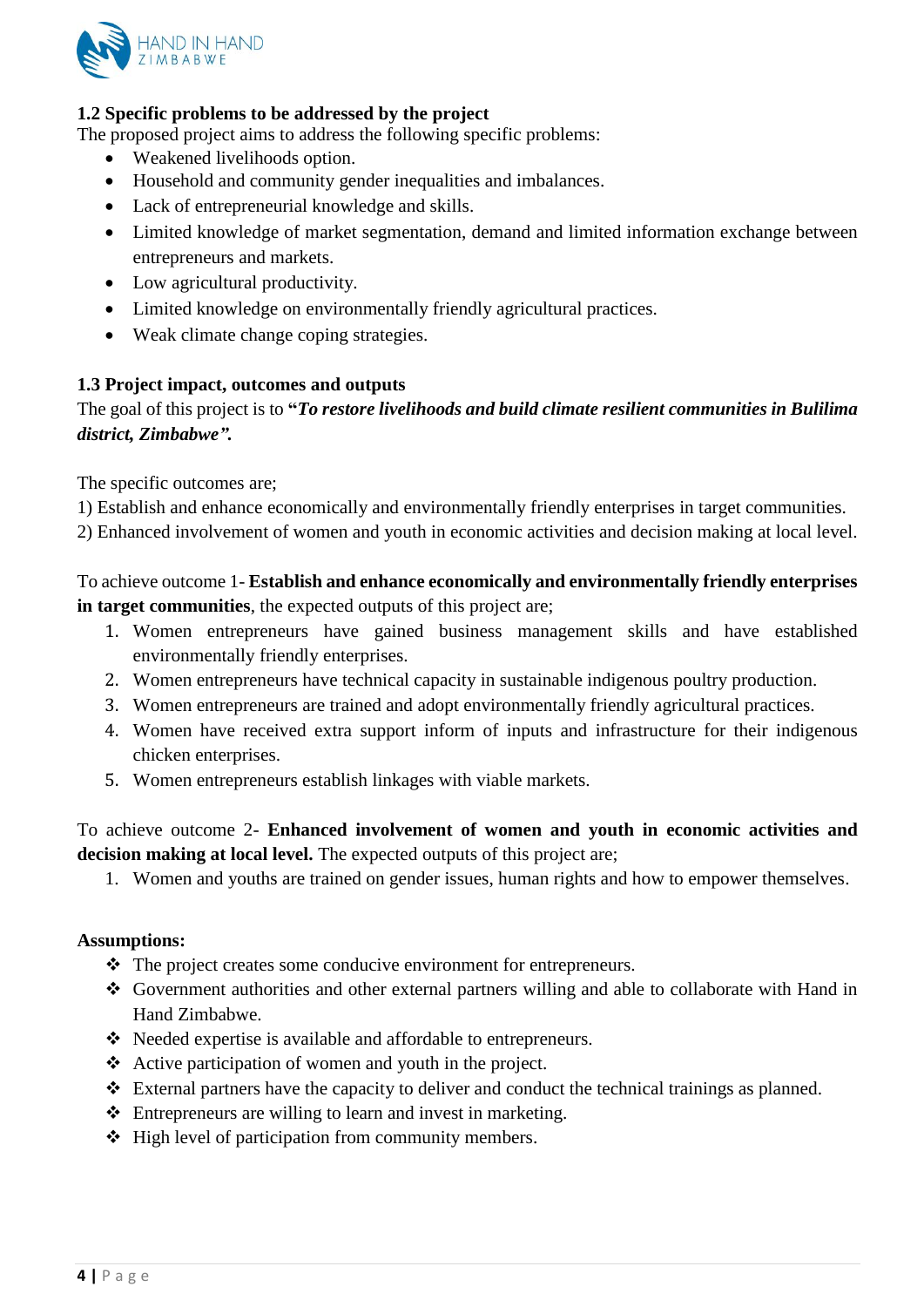### 1.2 Specific problems to be addressed by the project

The proposed project aims to address the following specific problems:

- Weakened livelihoods option.
- Household and community gender inequalities and imbalances.
- Lack of entrepreneurial knowledge and skills.
- Limited knowledge of market segmentation, demand and limited information exchange between entrepreneurs and markets.
- Low agricultural productivity.
- Limited knowledge on environmentally friendly agricultural practices.
- Weak climate change coping strategies.

### 1.3 Project impact, outcomes and outputs

The goal of this project is to **"*To restore livelihoods and build climate resilient communities in Bulilima district, Zimbabwe".***

The specific outcomes are;

1) Establish and enhance economically and environmentally friendly enterprises in target communities.
2) Enhanced involvement of women and youth in economic activities and decision making at local level.

To achieve outcome 1- **Establish and enhance economically and environmentally friendly enterprises in target communities**, the expected outputs of this project are;

1. Women entrepreneurs have gained business management skills and have established environmentally friendly enterprises.
2. Women entrepreneurs have technical capacity in sustainable indigenous poultry production.
3. Women entrepreneurs are trained and adopt environmentally friendly agricultural practices.
4. Women have received extra support inform of inputs and infrastructure for their indigenous chicken enterprises.
5. Women entrepreneurs establish linkages with viable markets.

To achieve outcome 2- **Enhanced involvement of women and youth in economic activities and decision making at local level.** The expected outputs of this project are;

1. Women and youths are trained on gender issues, human rights and how to empower themselves.

**Assumptions:**

- The project creates some conducive environment for entrepreneurs.
- Government authorities and other external partners willing and able to collaborate with Hand in Hand Zimbabwe.
- Needed expertise is available and affordable to entrepreneurs.
- Active participation of women and youth in the project.
- External partners have the capacity to deliver and conduct the technical trainings as planned.
- Entrepreneurs are willing to learn and invest in marketing.
- High level of participation from community members.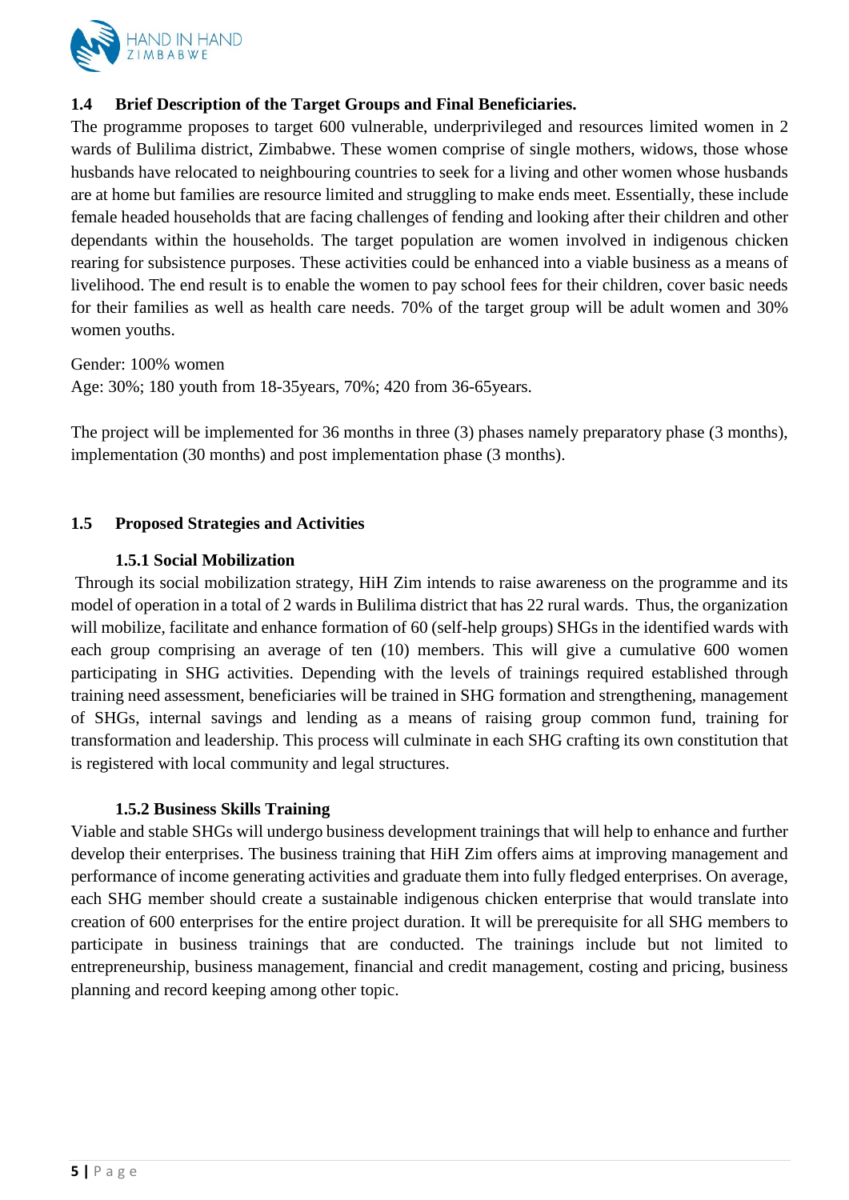### 1.4 Brief Description of the Target Groups and Final Beneficiaries.

The programme proposes to target 600 vulnerable, underprivileged and resources limited women in 2 wards of Bulilima district, Zimbabwe. These women comprise of single mothers, widows, those whose husbands have relocated to neighbouring countries to seek for a living and other women whose husbands are at home but families are resource limited and struggling to make ends meet. Essentially, these include female headed households that are facing challenges of fending and looking after their children and other dependants within the households. The target population are women involved in indigenous chicken rearing for subsistence purposes. These activities could be enhanced into a viable business as a means of livelihood. The end result is to enable the women to pay school fees for their children, cover basic needs for their families as well as health care needs. 70% of the target group will be adult women and 30% women youths.

Gender: 100% women
Age: 30%; 180 youth from 18-35years, 70%; 420 from 36-65years.

The project will be implemented for 36 months in three (3) phases namely preparatory phase (3 months), implementation (30 months) and post implementation phase (3 months).

### 1.5 Proposed Strategies and Activities

#### 1.5.1 Social Mobilization

Through its social mobilization strategy, HiH Zim intends to raise awareness on the programme and its model of operation in a total of 2 wards in Bulilima district that has 22 rural wards. Thus, the organization will mobilize, facilitate and enhance formation of 60 (self-help groups) SHGs in the identified wards with each group comprising an average of ten (10) members. This will give a cumulative 600 women participating in SHG activities. Depending with the levels of trainings required established through training need assessment, beneficiaries will be trained in SHG formation and strengthening, management of SHGs, internal savings and lending as a means of raising group common fund, training for transformation and leadership. This process will culminate in each SHG crafting its own constitution that is registered with local community and legal structures.

#### 1.5.2 Business Skills Training

Viable and stable SHGs will undergo business development trainings that will help to enhance and further develop their enterprises. The business training that HiH Zim offers aims at improving management and performance of income generating activities and graduate them into fully fledged enterprises. On average, each SHG member should create a sustainable indigenous chicken enterprise that would translate into creation of 600 enterprises for the entire project duration. It will be prerequisite for all SHG members to participate in business trainings that are conducted. The trainings include but not limited to entrepreneurship, business management, financial and credit management, costing and pricing, business planning and record keeping among other topic.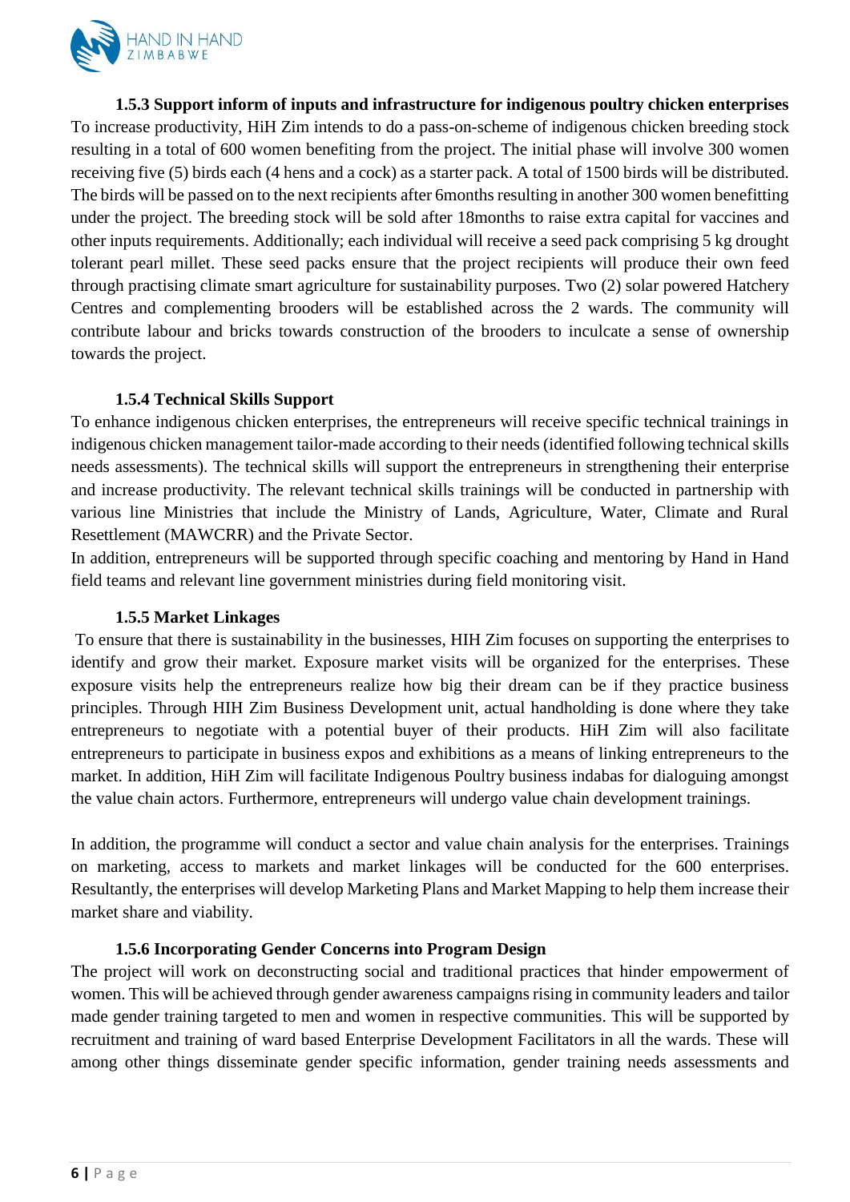#### 1.5.3 Support inform of inputs and infrastructure for indigenous poultry chicken enterprises

To increase productivity, HiH Zim intends to do a pass-on-scheme of indigenous chicken breeding stock resulting in a total of 600 women benefiting from the project. The initial phase will involve 300 women receiving five (5) birds each (4 hens and a cock) as a starter pack. A total of 1500 birds will be distributed. The birds will be passed on to the next recipients after 6months resulting in another 300 women benefitting under the project. The breeding stock will be sold after 18months to raise extra capital for vaccines and other inputs requirements. Additionally; each individual will receive a seed pack comprising 5 kg drought tolerant pearl millet. These seed packs ensure that the project recipients will produce their own feed through practising climate smart agriculture for sustainability purposes. Two (2) solar powered Hatchery Centres and complementing brooders will be established across the 2 wards. The community will contribute labour and bricks towards construction of the brooders to inculcate a sense of ownership towards the project.

#### 1.5.4 Technical Skills Support

To enhance indigenous chicken enterprises, the entrepreneurs will receive specific technical trainings in indigenous chicken management tailor-made according to their needs (identified following technical skills needs assessments). The technical skills will support the entrepreneurs in strengthening their enterprise and increase productivity. The relevant technical skills trainings will be conducted in partnership with various line Ministries that include the Ministry of Lands, Agriculture, Water, Climate and Rural Resettlement (MAWCRR) and the Private Sector.

In addition, entrepreneurs will be supported through specific coaching and mentoring by Hand in Hand field teams and relevant line government ministries during field monitoring visit.

#### 1.5.5 Market Linkages

To ensure that there is sustainability in the businesses, HIH Zim focuses on supporting the enterprises to identify and grow their market. Exposure market visits will be organized for the enterprises. These exposure visits help the entrepreneurs realize how big their dream can be if they practice business principles. Through HIH Zim Business Development unit, actual handholding is done where they take entrepreneurs to negotiate with a potential buyer of their products. HiH Zim will also facilitate entrepreneurs to participate in business expos and exhibitions as a means of linking entrepreneurs to the market. In addition, HiH Zim will facilitate Indigenous Poultry business indabas for dialoguing amongst the value chain actors. Furthermore, entrepreneurs will undergo value chain development trainings.

In addition, the programme will conduct a sector and value chain analysis for the enterprises. Trainings on marketing, access to markets and market linkages will be conducted for the 600 enterprises. Resultantly, the enterprises will develop Marketing Plans and Market Mapping to help them increase their market share and viability.

#### 1.5.6 Incorporating Gender Concerns into Program Design

The project will work on deconstructing social and traditional practices that hinder empowerment of women. This will be achieved through gender awareness campaigns rising in community leaders and tailor made gender training targeted to men and women in respective communities. This will be supported by recruitment and training of ward based Enterprise Development Facilitators in all the wards. These will among other things disseminate gender specific information, gender training needs assessments and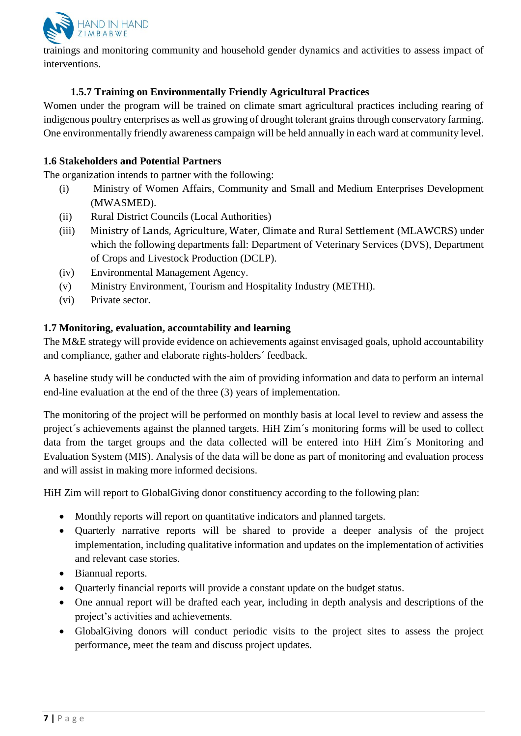trainings and monitoring community and household gender dynamics and activities to assess impact of interventions.

#### 1.5.7 Training on Environmentally Friendly Agricultural Practices

Women under the program will be trained on climate smart agricultural practices including rearing of indigenous poultry enterprises as well as growing of drought tolerant grains through conservatory farming. One environmentally friendly awareness campaign will be held annually in each ward at community level.

### 1.6 Stakeholders and Potential Partners

The organization intends to partner with the following:

(i) Ministry of Women Affairs, Community and Small and Medium Enterprises Development (MWASMED).
(ii) Rural District Councils (Local Authorities)
(iii) Ministry of Lands, Agriculture, Water, Climate and Rural Settlement (MLAWCRS) under which the following departments fall: Department of Veterinary Services (DVS), Department of Crops and Livestock Production (DCLP).
(iv) Environmental Management Agency.
(v) Ministry Environment, Tourism and Hospitality Industry (METHI).
(vi) Private sector.

### 1.7 Monitoring, evaluation, accountability and learning

The M&E strategy will provide evidence on achievements against envisaged goals, uphold accountability and compliance, gather and elaborate rights-holders´ feedback.

A baseline study will be conducted with the aim of providing information and data to perform an internal end-line evaluation at the end of the three (3) years of implementation.

The monitoring of the project will be performed on monthly basis at local level to review and assess the project´s achievements against the planned targets. HiH Zim´s monitoring forms will be used to collect data from the target groups and the data collected will be entered into HiH Zim´s Monitoring and Evaluation System (MIS). Analysis of the data will be done as part of monitoring and evaluation process and will assist in making more informed decisions.

HiH Zim will report to GlobalGiving donor constituency according to the following plan:

- Monthly reports will report on quantitative indicators and planned targets.
- Quarterly narrative reports will be shared to provide a deeper analysis of the project implementation, including qualitative information and updates on the implementation of activities and relevant case stories.
- Biannual reports.
- Quarterly financial reports will provide a constant update on the budget status.
- One annual report will be drafted each year, including in depth analysis and descriptions of the project's activities and achievements.
- GlobalGiving donors will conduct periodic visits to the project sites to assess the project performance, meet the team and discuss project updates.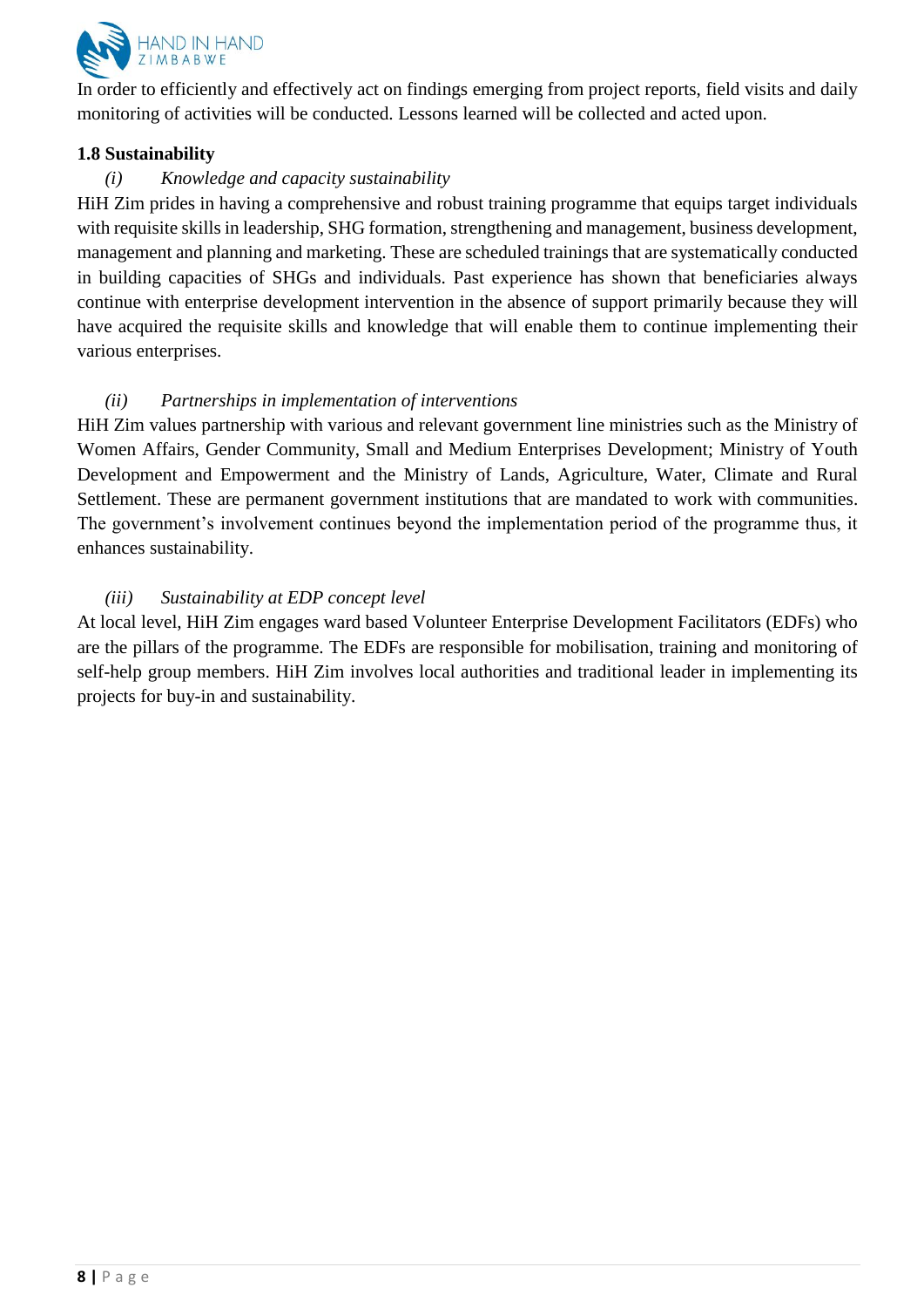In order to efficiently and effectively act on findings emerging from project reports, field visits and daily monitoring of activities will be conducted. Lessons learned will be collected and acted upon.

**1.8 Sustainability**

*(i) Knowledge and capacity sustainability*

HiH Zim prides in having a comprehensive and robust training programme that equips target individuals with requisite skills in leadership, SHG formation, strengthening and management, business development, management and planning and marketing. These are scheduled trainings that are systematically conducted in building capacities of SHGs and individuals. Past experience has shown that beneficiaries always continue with enterprise development intervention in the absence of support primarily because they will have acquired the requisite skills and knowledge that will enable them to continue implementing their various enterprises.

*(ii) Partnerships in implementation of interventions*

HiH Zim values partnership with various and relevant government line ministries such as the Ministry of Women Affairs, Gender Community, Small and Medium Enterprises Development; Ministry of Youth Development and Empowerment and the Ministry of Lands, Agriculture, Water, Climate and Rural Settlement. These are permanent government institutions that are mandated to work with communities. The government's involvement continues beyond the implementation period of the programme thus, it enhances sustainability.

*(iii) Sustainability at EDP concept level*

At local level, HiH Zim engages ward based Volunteer Enterprise Development Facilitators (EDFs) who are the pillars of the programme. The EDFs are responsible for mobilisation, training and monitoring of self-help group members. HiH Zim involves local authorities and traditional leader in implementing its projects for buy-in and sustainability.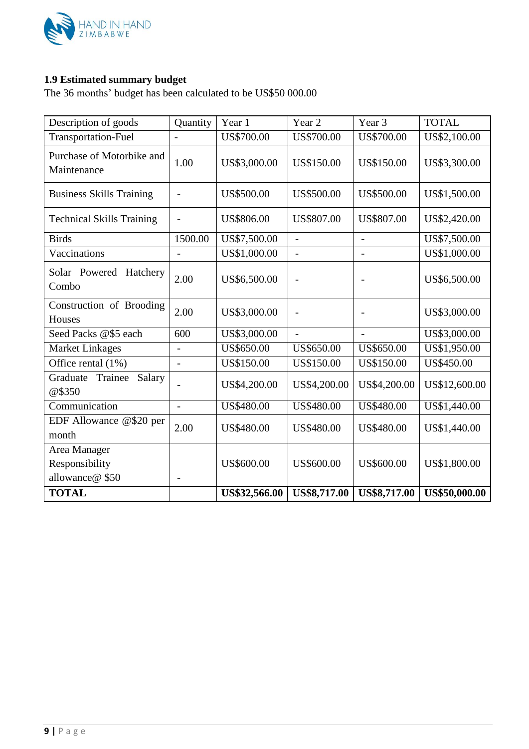### 1.9 Estimated summary budget

The 36 months' budget has been calculated to be US$50 000.00

| Description of goods | Quantity | Year 1 | Year 2 | Year 3 | TOTAL |
|---|---|---|---|---|---|
| Transportation-Fuel | - | US$700.00 | US$700.00 | US$700.00 | US$2,100.00 |
| Purchase of Motorbike and Maintenance | 1.00 | US$3,000.00 | US$150.00 | US$150.00 | US$3,300.00 |
| Business Skills Training | - | US$500.00 | US$500.00 | US$500.00 | US$1,500.00 |
| Technical Skills Training | - | US$806.00 | US$807.00 | US$807.00 | US$2,420.00 |
| Birds | 1500.00 | US$7,500.00 | - | - | US$7,500.00 |
| Vaccinations | - | US$1,000.00 | - | - | US$1,000.00 |
| Solar Powered Hatchery Combo | 2.00 | US$6,500.00 | - | - | US$6,500.00 |
| Construction of Brooding Houses | 2.00 | US$3,000.00 | - | - | US$3,000.00 |
| Seed Packs @$5 each | 600 | US$3,000.00 | - | - | US$3,000.00 |
| Market Linkages | - | US$650.00 | US$650.00 | US$650.00 | US$1,950.00 |
| Office rental (1%) | - | US$150.00 | US$150.00 | US$150.00 | US$450.00 |
| Graduate Trainee Salary @$350 | - | US$4,200.00 | US$4,200.00 | US$4,200.00 | US$12,600.00 |
| Communication | - | US$480.00 | US$480.00 | US$480.00 | US$1,440.00 |
| EDF Allowance @$20 per month | 2.00 | US$480.00 | US$480.00 | US$480.00 | US$1,440.00 |
| Area Manager Responsibility allowance@ $50 | - | US$600.00 | US$600.00 | US$600.00 | US$1,800.00 |
| **TOTAL** | | **US$32,566.00** | **US$8,717.00** | **US$8,717.00** | **US$50,000.00** |